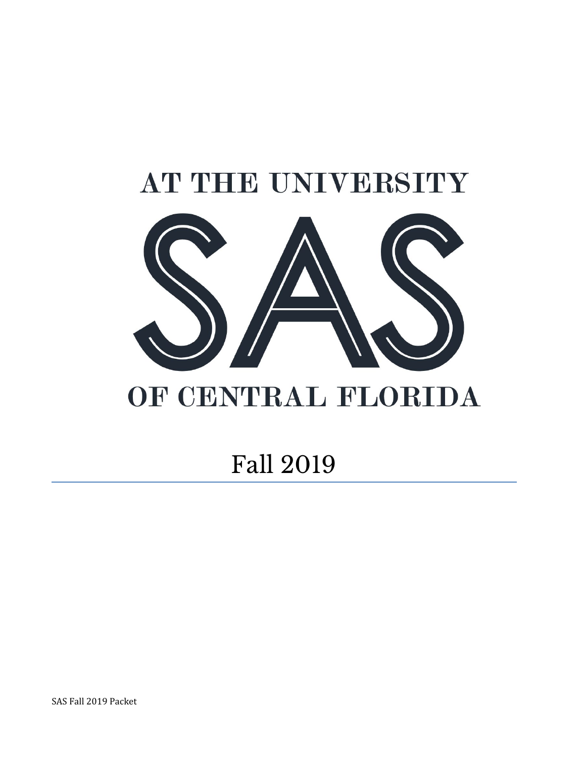AT THE UNIVERSITY

# SAS

OF CENTRAL FLORIDA

## Fall 2019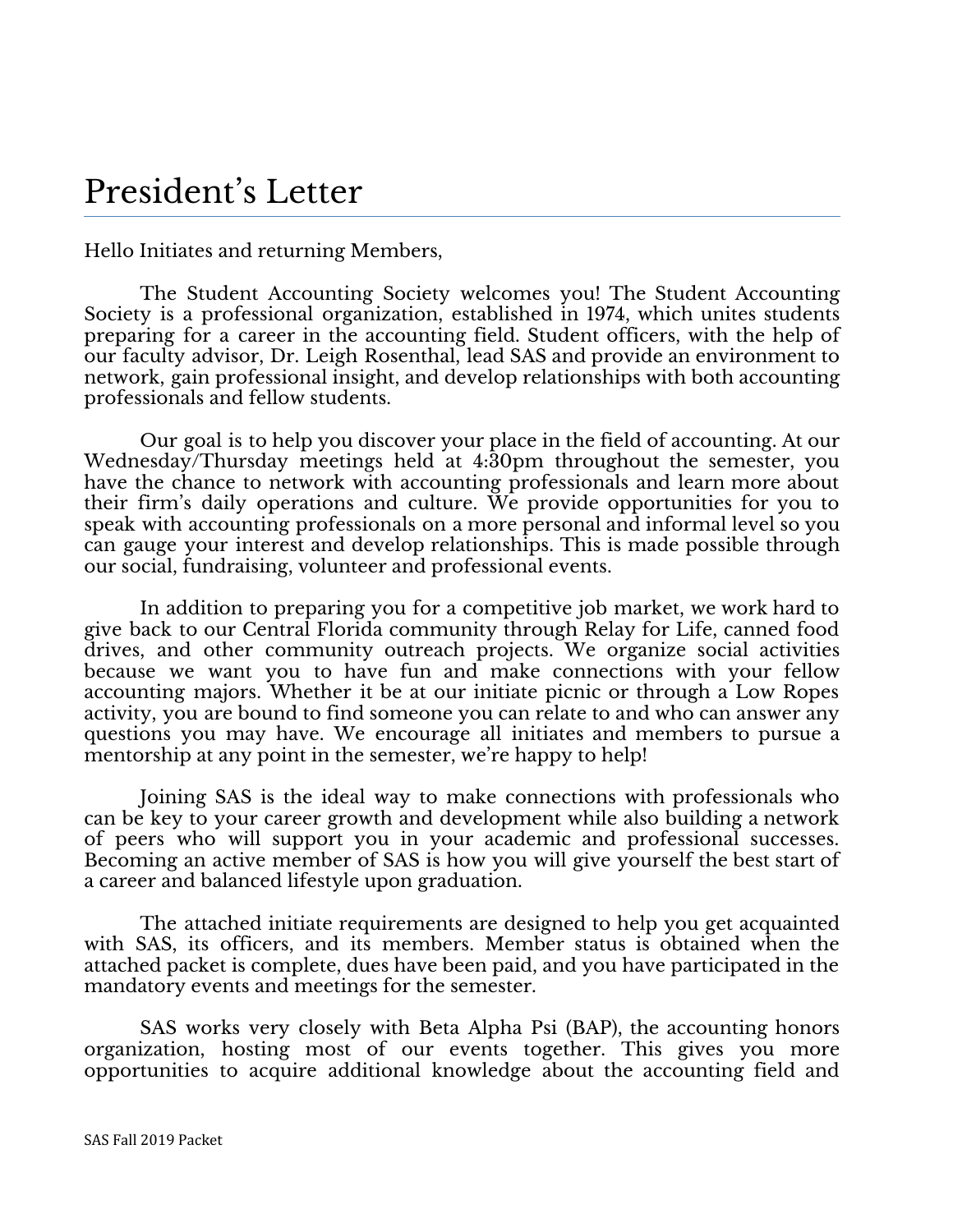# President's Letter

Hello Initiates and returning Members,

The Student Accounting Society welcomes you! The Student Accounting Society is a professional organization, established in 1974, which unites students preparing for a career in the accounting field. Student officers, with the help of our faculty advisor, Dr. Leigh Rosenthal, lead SAS and provide an environment to network, gain professional insight, and develop relationships with both accounting professionals and fellow students.

Our goal is to help you discover your place in the field of accounting. At our Wednesday/Thursday meetings held at 4:30pm throughout the semester, you have the chance to network with accounting professionals and learn more about their firm's daily operations and culture. We provide opportunities for you to speak with accounting professionals on a more personal and informal level so you can gauge your interest and develop relationships. This is made possible through our social, fundraising, volunteer and professional events.

In addition to preparing you for a competitive job market, we work hard to give back to our Central Florida community through Relay for Life, canned food drives, and other community outreach projects. We organize social activities because we want you to have fun and make connections with your fellow accounting majors. Whether it be at our initiate picnic or through a Low Ropes activity, you are bound to find someone you can relate to and who can answer any questions you may have. We encourage all initiates and members to pursue a mentorship at any point in the semester, we're happy to help!

Joining SAS is the ideal way to make connections with professionals who can be key to your career growth and development while also building a network of peers who will support you in your academic and professional successes. Becoming an active member of SAS is how you will give yourself the best start of a career and balanced lifestyle upon graduation.

The attached initiate requirements are designed to help you get acquainted with SAS, its officers, and its members. Member status is obtained when the attached packet is complete, dues have been paid, and you have participated in the mandatory events and meetings for the semester.

SAS works very closely with Beta Alpha Psi (BAP), the accounting honors organization, hosting most of our events together. This gives you more opportunities to acquire additional knowledge about the accounting field and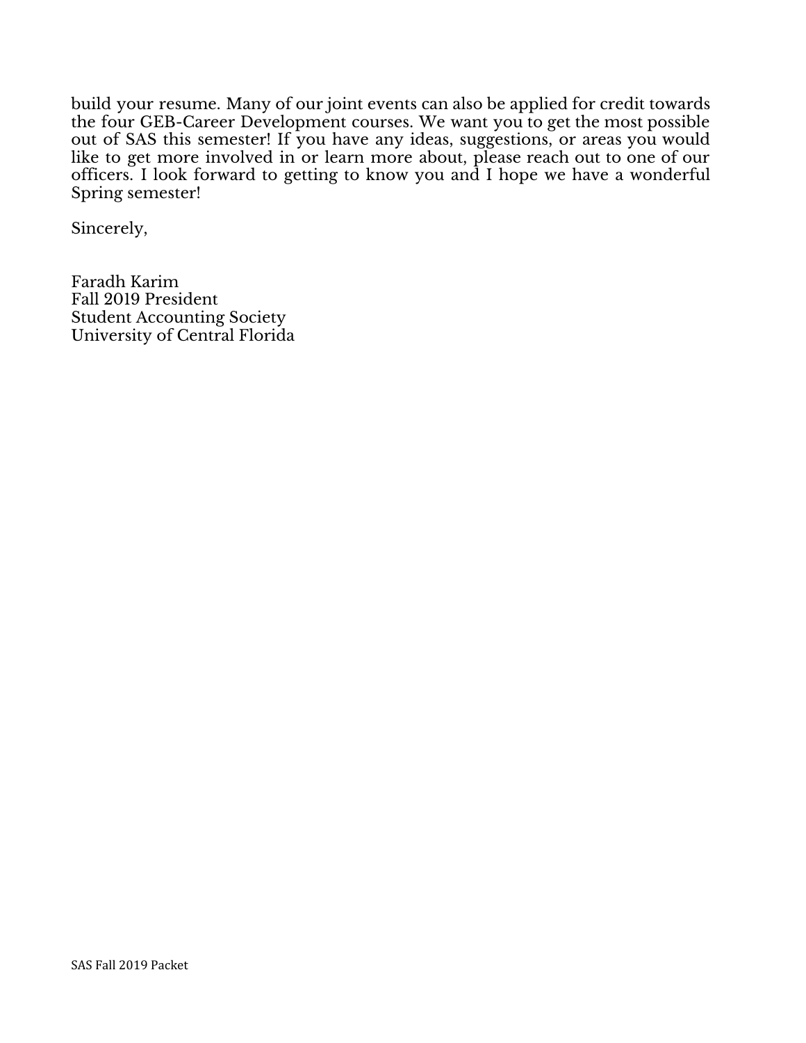build your resume. Many of our joint events can also be applied for credit towards the four GEB-Career Development courses. We want you to get the most possible out of SAS this semester! If you have any ideas, suggestions, or areas you would like to get more involved in or learn more about, please reach out to one of our officers. I look forward to getting to know you and I hope we have a wonderful Spring semester!

Sincerely,

Faradh Karim
Fall 2019 President
Student Accounting Society
University of Central Florida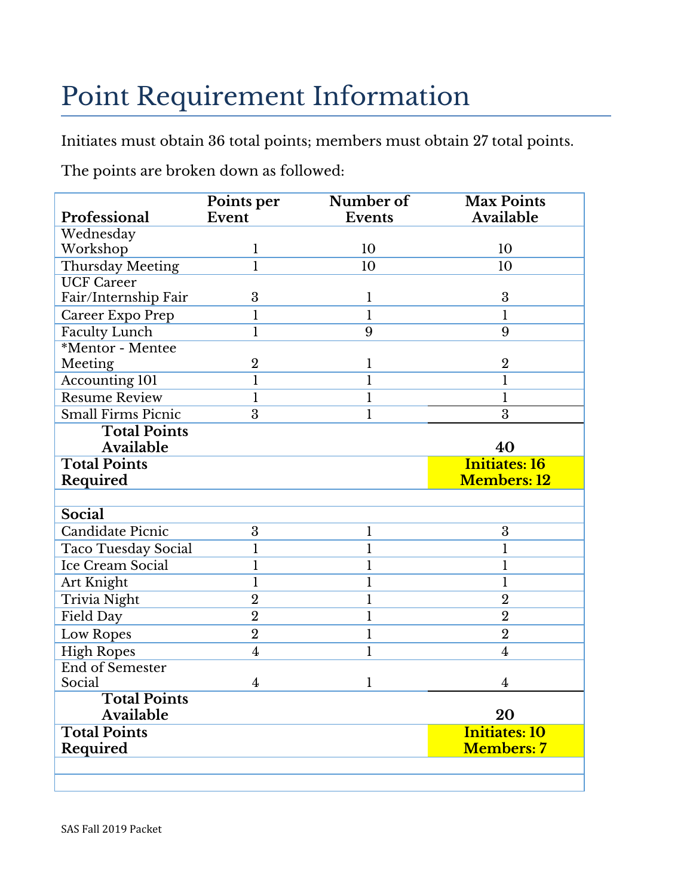# Point Requirement Information

Initiates must obtain 36 total points; members must obtain 27 total points.

The points are broken down as followed:

| Professional | Points per Event | Number of Events | Max Points Available |
|---|---|---|---|
| Wednesday Workshop | 1 | 10 | 10 |
| Thursday Meeting | 1 | 10 | 10 |
| UCF Career Fair/Internship Fair | 3 | 1 | 3 |
| Career Expo Prep | 1 | 1 | 1 |
| Faculty Lunch | 1 | 9 | 9 |
| *Mentor - Mentee Meeting | 2 | 1 | 2 |
| Accounting 101 | 1 | 1 | 1 |
| Resume Review | 1 | 1 | 1 |
| Small Firms Picnic | 3 | 1 | 3 |
| **Total Points Available** | | | **40** |
| **Total Points Required** | | | **Initiates: 16 Members: 12** |
| | | | |
| **Social** | | | |
| Candidate Picnic | 3 | 1 | 3 |
| Taco Tuesday Social | 1 | 1 | 1 |
| Ice Cream Social | 1 | 1 | 1 |
| Art Knight | 1 | 1 | 1 |
| Trivia Night | 2 | 1 | 2 |
| Field Day | 2 | 1 | 2 |
| Low Ropes | 2 | 1 | 2 |
| High Ropes | 4 | 1 | 4 |
| End of Semester Social | 4 | 1 | 4 |
| **Total Points Available** | | | **20** |
| **Total Points Required** | | | **Initiates: 10 Members: 7** |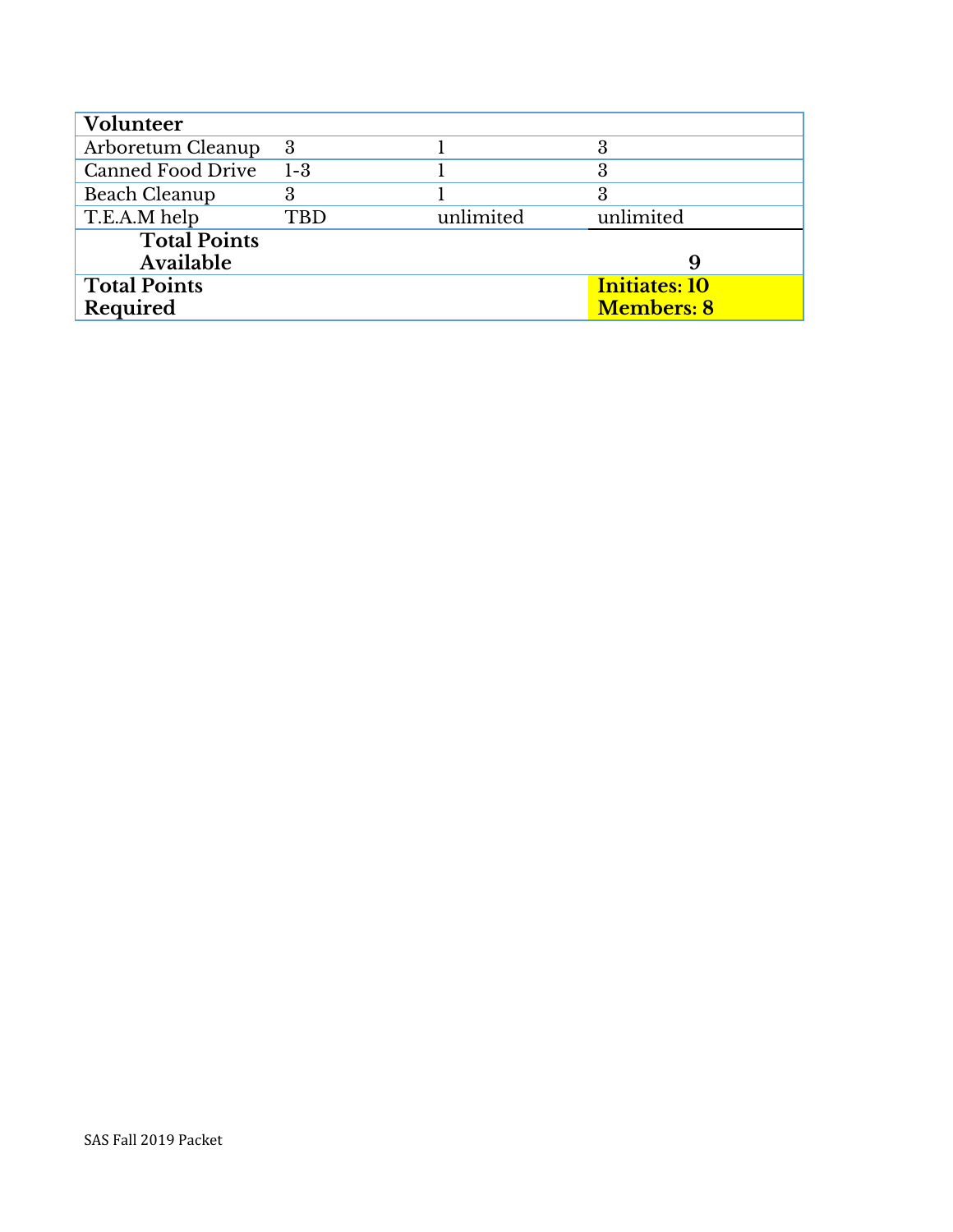| Volunteer | | | |
|---|---|---|---|
| Arboretum Cleanup | 3 | 1 | 3 |
| Canned Food Drive | 1-3 | 1 | 3 |
| Beach Cleanup | 3 | 1 | 3 |
| T.E.A.M help | TBD | unlimited | unlimited |
| **Total Points Available** | | | **9** |
| **Total Points Required** | | | **Initiates: 10**<br>**Members: 8** |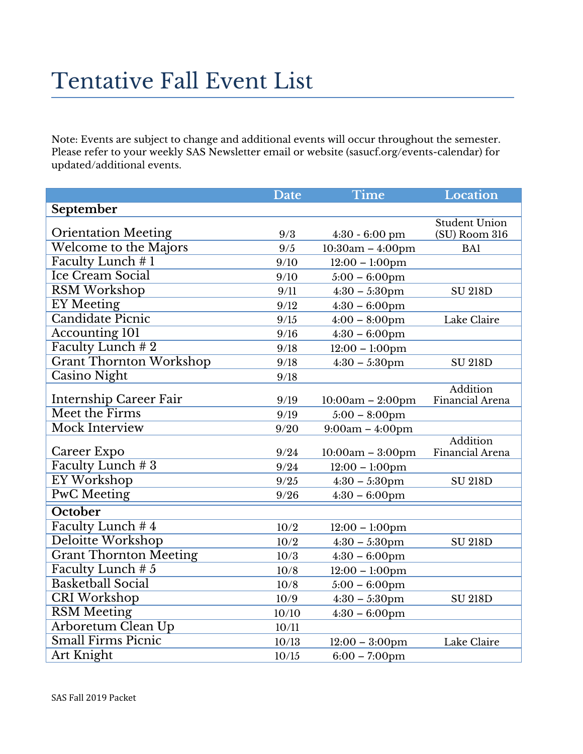# Tentative Fall Event List

Note: Events are subject to change and additional events will occur throughout the semester. Please refer to your weekly SAS Newsletter email or website (sasucf.org/events-calendar) for updated/additional events.

| | Date | Time | Location |
|---|---|---|---|
| **September** | | | |
| Orientation Meeting | 9/3 | 4:30 - 6:00 pm | Student Union (SU) Room 316 |
| Welcome to the Majors | 9/5 | 10:30am – 4:00pm | BA1 |
| Faculty Lunch # 1 | 9/10 | 12:00 – 1:00pm | |
| Ice Cream Social | 9/10 | 5:00 – 6:00pm | |
| RSM Workshop | 9/11 | 4:30 – 5:30pm | SU 218D |
| EY Meeting | 9/12 | 4:30 – 6:00pm | |
| Candidate Picnic | 9/15 | 4:00 – 8:00pm | Lake Claire |
| Accounting 101 | 9/16 | 4:30 – 6:00pm | |
| Faculty Lunch # 2 | 9/18 | 12:00 – 1:00pm | |
| Grant Thornton Workshop | 9/18 | 4:30 – 5:30pm | SU 218D |
| Casino Night | 9/18 | | |
| Internship Career Fair | 9/19 | 10:00am – 2:00pm | Addition Financial Arena |
| Meet the Firms | 9/19 | 5:00 – 8:00pm | |
| Mock Interview | 9/20 | 9:00am – 4:00pm | |
| Career Expo | 9/24 | 10:00am – 3:00pm | Addition Financial Arena |
| Faculty Lunch # 3 | 9/24 | 12:00 – 1:00pm | |
| EY Workshop | 9/25 | 4:30 – 5:30pm | SU 218D |
| PwC Meeting | 9/26 | 4:30 – 6:00pm | |
| **October** | | | |
| Faculty Lunch # 4 | 10/2 | 12:00 – 1:00pm | |
| Deloitte Workshop | 10/2 | 4:30 – 5:30pm | SU 218D |
| Grant Thornton Meeting | 10/3 | 4:30 – 6:00pm | |
| Faculty Lunch # 5 | 10/8 | 12:00 – 1:00pm | |
| Basketball Social | 10/8 | 5:00 – 6:00pm | |
| CRI Workshop | 10/9 | 4:30 – 5:30pm | SU 218D |
| RSM Meeting | 10/10 | 4:30 – 6:00pm | |
| Arboretum Clean Up | 10/11 | | |
| Small Firms Picnic | 10/13 | 12:00 – 3:00pm | Lake Claire |
| Art Knight | 10/15 | 6:00 – 7:00pm | |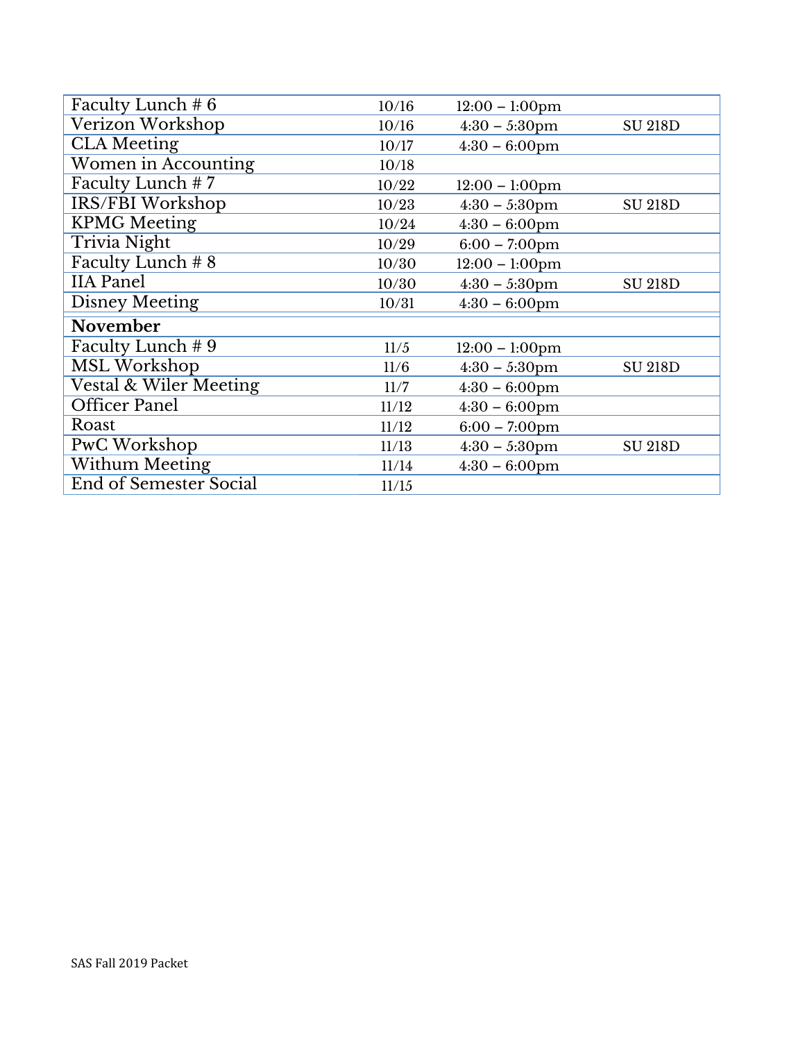| | | | |
|---|---|---|---|
| Faculty Lunch # 6 | 10/16 | 12:00 – 1:00pm | |
| Verizon Workshop | 10/16 | 4:30 – 5:30pm | SU 218D |
| CLA Meeting | 10/17 | 4:30 – 6:00pm | |
| Women in Accounting | 10/18 | | |
| Faculty Lunch # 7 | 10/22 | 12:00 – 1:00pm | |
| IRS/FBI Workshop | 10/23 | 4:30 – 5:30pm | SU 218D |
| KPMG Meeting | 10/24 | 4:30 – 6:00pm | |
| Trivia Night | 10/29 | 6:00 – 7:00pm | |
| Faculty Lunch # 8 | 10/30 | 12:00 – 1:00pm | |
| IIA Panel | 10/30 | 4:30 – 5:30pm | SU 218D |
| Disney Meeting | 10/31 | 4:30 – 6:00pm | |
| **November** | | | |
| Faculty Lunch # 9 | 11/5 | 12:00 – 1:00pm | |
| MSL Workshop | 11/6 | 4:30 – 5:30pm | SU 218D |
| Vestal & Wiler Meeting | 11/7 | 4:30 – 6:00pm | |
| Officer Panel | 11/12 | 4:30 – 6:00pm | |
| Roast | 11/12 | 6:00 – 7:00pm | |
| PwC Workshop | 11/13 | 4:30 – 5:30pm | SU 218D |
| Withum Meeting | 11/14 | 4:30 – 6:00pm | |
| End of Semester Social | 11/15 | | |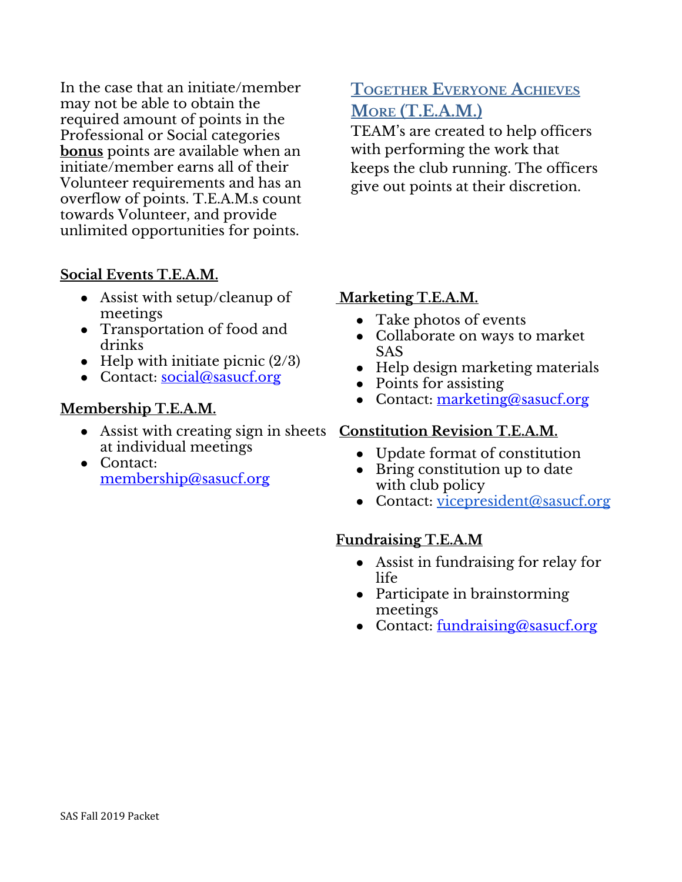In the case that an initiate/member may not be able to obtain the required amount of points in the Professional or Social categories **bonus** points are available when an initiate/member earns all of their Volunteer requirements and has an overflow of points. T.E.A.M.s count towards Volunteer, and provide unlimited opportunities for points.

## Together Everyone Achieves More (T.E.A.M.)

TEAM's are created to help officers with performing the work that keeps the club running. The officers give out points at their discretion.

**Social Events T.E.A.M.**

- Assist with setup/cleanup of meetings
- Transportation of food and drinks
- Help with initiate picnic (2/3)
- Contact: social@sasucf.org

**Membership T.E.A.M.**

- Assist with creating sign in sheets at individual meetings
- Contact: membership@sasucf.org

**Marketing T.E.A.M.**

- Take photos of events
- Collaborate on ways to market SAS
- Help design marketing materials
- Points for assisting
- Contact: marketing@sasucf.org

**Constitution Revision T.E.A.M.**

- Update format of constitution
- Bring constitution up to date with club policy
- Contact: vicepresident@sasucf.org

**Fundraising T.E.A.M**

- Assist in fundraising for relay for life
- Participate in brainstorming meetings
- Contact: fundraising@sasucf.org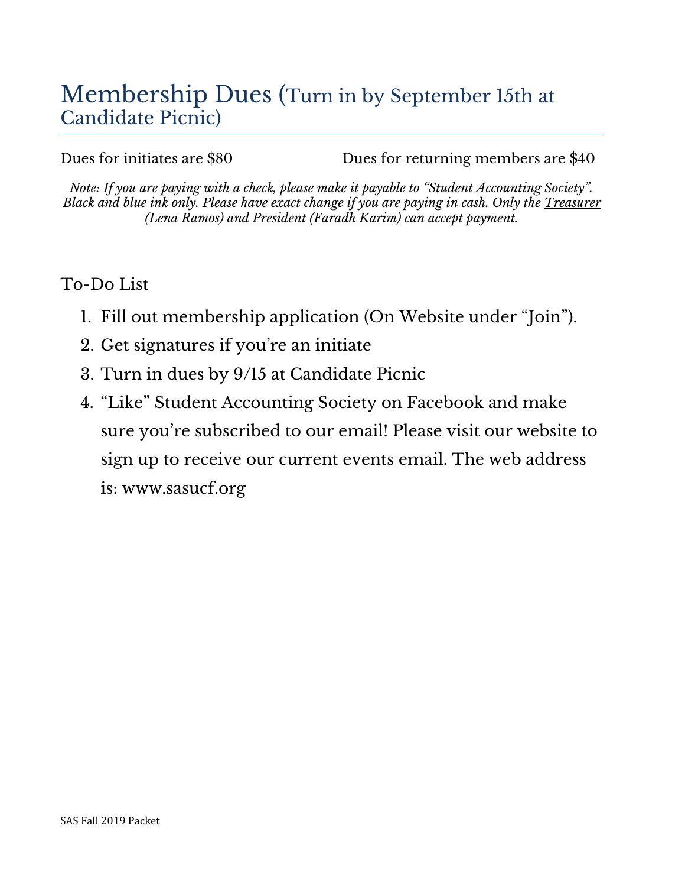# Membership Dues (Turn in by September 15th at Candidate Picnic)

Dues for initiates are $80 Dues for returning members are $40

*Note: If you are paying with a check, please make it payable to "Student Accounting Society". Black and blue ink only. Please have exact change if you are paying in cash. Only the Treasurer (Lena Ramos) and President (Faradh Karim) can accept payment.*

## To-Do List

1. Fill out membership application (On Website under "Join").
2. Get signatures if you're an initiate
3. Turn in dues by 9/15 at Candidate Picnic
4. "Like" Student Accounting Society on Facebook and make sure you're subscribed to our email! Please visit our website to sign up to receive our current events email. The web address is: www.sasucf.org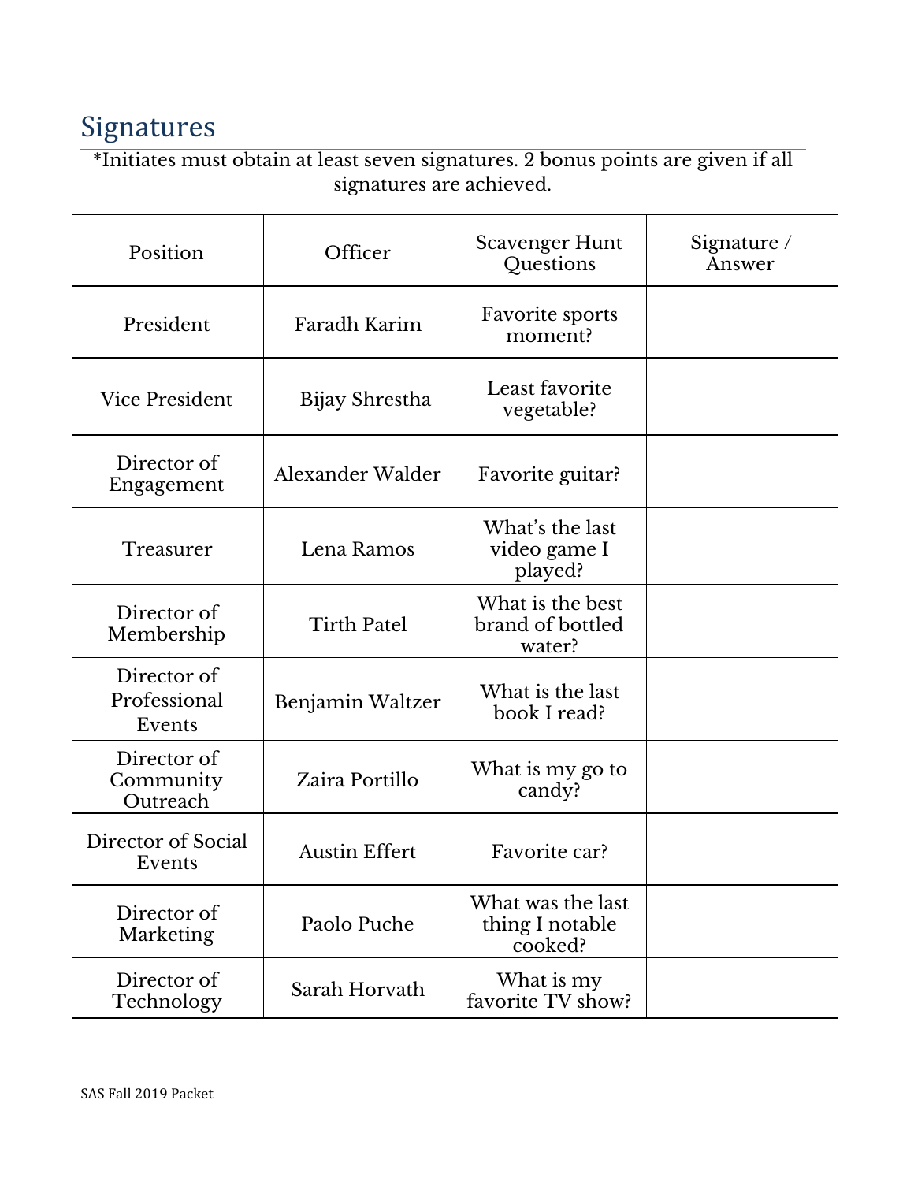## Signatures

*Initiates must obtain at least seven signatures. 2 bonus points are given if all signatures are achieved.

| Position | Officer | Scavenger Hunt Questions | Signature / Answer |
|---|---|---|---|
| President | Faradh Karim | Favorite sports moment? | |
| Vice President | Bijay Shrestha | Least favorite vegetable? | |
| Director of Engagement | Alexander Walder | Favorite guitar? | |
| Treasurer | Lena Ramos | What's the last video game I played? | |
| Director of Membership | Tirth Patel | What is the best brand of bottled water? | |
| Director of Professional Events | Benjamin Waltzer | What is the last book I read? | |
| Director of Community Outreach | Zaira Portillo | What is my go to candy? | |
| Director of Social Events | Austin Effert | Favorite car? | |
| Director of Marketing | Paolo Puche | What was the last thing I notable cooked? | |
| Director of Technology | Sarah Horvath | What is my favorite TV show? | |